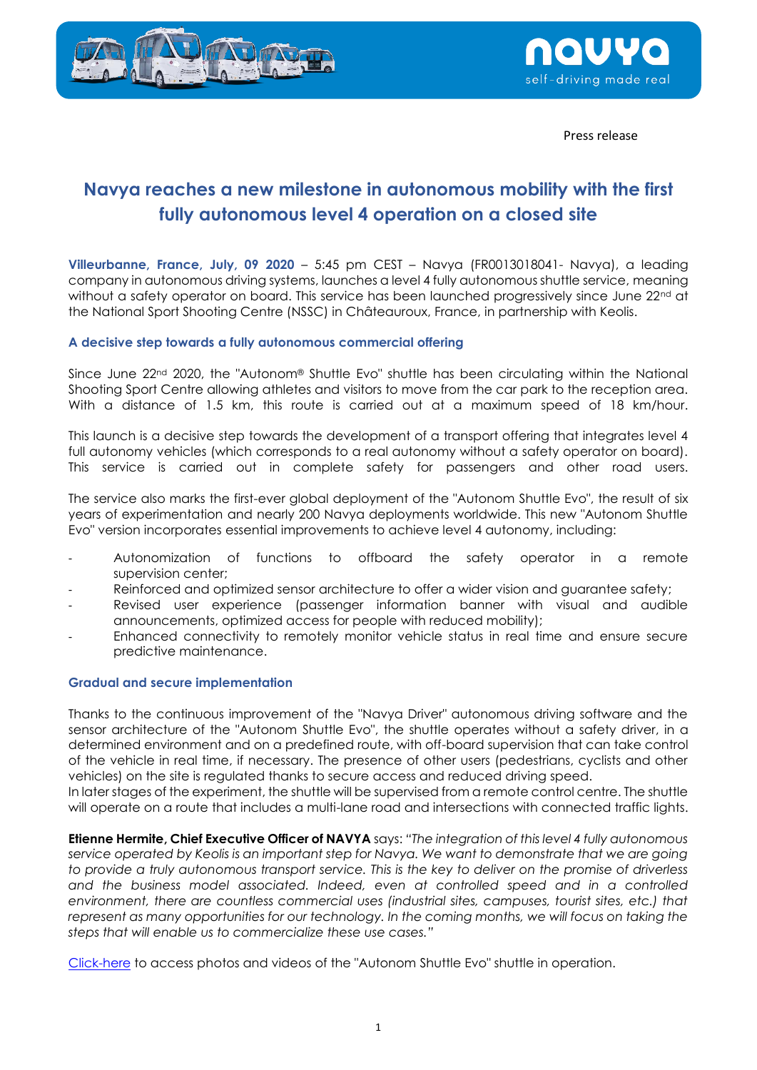Press release

# Navya reaches a new milestone in autonomous mobility with the first fully autonomous level 4 operation on a closed site

**Villeurbanne, France, July, 09 2020** – 5:45 pm CEST – Navya (FR0013018041- Navya), a leading company in autonomous driving systems, launches a level 4 fully autonomous shuttle service, meaning without a safety operator on board. This service has been launched progressively since June 22nd at the National Sport Shooting Centre (NSSC) in Châteauroux, France, in partnership with Keolis.

## A decisive step towards a fully autonomous commercial offering

Since June 22nd 2020, the "Autonom® Shuttle Evo" shuttle has been circulating within the National Shooting Sport Centre allowing athletes and visitors to move from the car park to the reception area. With a distance of 1.5 km, this route is carried out at a maximum speed of 18 km/hour.

This launch is a decisive step towards the development of a transport offering that integrates level 4 full autonomy vehicles (which corresponds to a real autonomy without a safety operator on board). This service is carried out in complete safety for passengers and other road users.

The service also marks the first-ever global deployment of the "Autonom Shuttle Evo", the result of six years of experimentation and nearly 200 Navya deployments worldwide. This new "Autonom Shuttle Evo" version incorporates essential improvements to achieve level 4 autonomy, including:

- Autonomization of functions to offboard the safety operator in a remote supervision center;
- Reinforced and optimized sensor architecture to offer a wider vision and guarantee safety;
- Revised user experience (passenger information banner with visual and audible announcements, optimized access for people with reduced mobility);
- Enhanced connectivity to remotely monitor vehicle status in real time and ensure secure predictive maintenance.

## Gradual and secure implementation

Thanks to the continuous improvement of the "Navya Driver" autonomous driving software and the sensor architecture of the "Autonom Shuttle Evo", the shuttle operates without a safety driver, in a determined environment and on a predefined route, with off-board supervision that can take control of the vehicle in real time, if necessary. The presence of other users (pedestrians, cyclists and other vehicles) on the site is regulated thanks to secure access and reduced driving speed.
In later stages of the experiment, the shuttle will be supervised from a remote control centre. The shuttle will operate on a route that includes a multi-lane road and intersections with connected traffic lights.

**Etienne Hermite, Chief Executive Officer of NAVYA** says: *"The integration of this level 4 fully autonomous service operated by Keolis is an important step for Navya. We want to demonstrate that we are going to provide a truly autonomous transport service. This is the key to deliver on the promise of driverless and the business model associated. Indeed, even at controlled speed and in a controlled environment, there are countless commercial uses (industrial sites, campuses, tourist sites, etc.) that represent as many opportunities for our technology. In the coming months, we will focus on taking the steps that will enable us to commercialize these use cases."*

Click-here to access photos and videos of the "Autonom Shuttle Evo" shuttle in operation.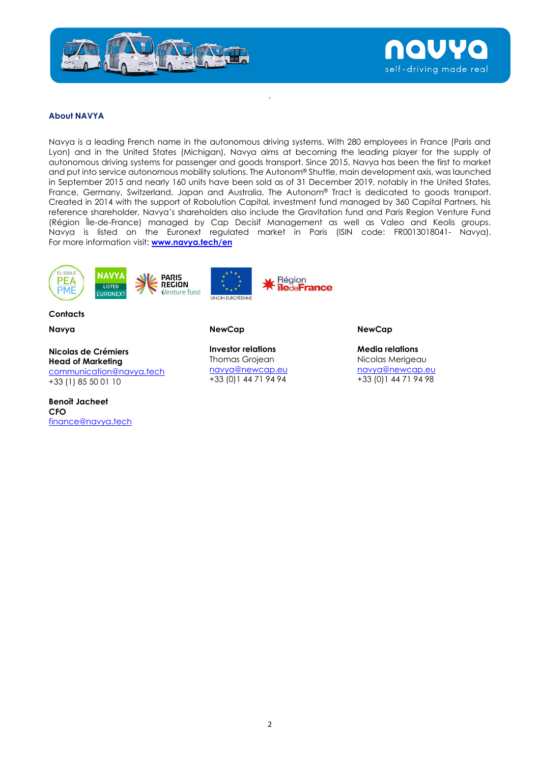## About NAVYA

Navya is a leading French name in the autonomous driving systems. With 280 employees in France (Paris and Lyon) and in the United States (Michigan), Navya aims at becoming the leading player for the supply of autonomous driving systems for passenger and goods transport. Since 2015, Navya has been the first to market and put into service autonomous mobility solutions. The Autonom® Shuttle, main development axis, was launched in September 2015 and nearly 160 units have been sold as of 31 December 2019, notably in the United States, France, Germany, Switzerland, Japan and Australia. The Autonom® Tract is dedicated to goods transport. Created in 2014 with the support of Robolution Capital, investment fund managed by 360 Capital Partners, his reference shareholder, Navya's shareholders also include the Gravitation fund and Paris Region Venture Fund (Région Île-de-France) managed by Cap Decisif Management as well as Valeo and Keolis groups. Navya is listed on the Euronext regulated market in Paris (ISIN code: FR0013018041- Navya). For more information visit: **www.navya.tech/en**

**Contacts**

**Navya**

**Nicolas de Crémiers**
**Head of Marketing**
communication@navya.tech
+33 (1) 85 50 01 10

**Benoît Jacheet**
**CFO**
finance@navya.tech

**NewCap**

**Investor relations**
Thomas Grojean
navya@newcap.eu
+33 (0)1 44 71 94 94

**NewCap**

**Media relations**
Nicolas Merigeau
navya@newcap.eu
+33 (0)1 44 71 94 98